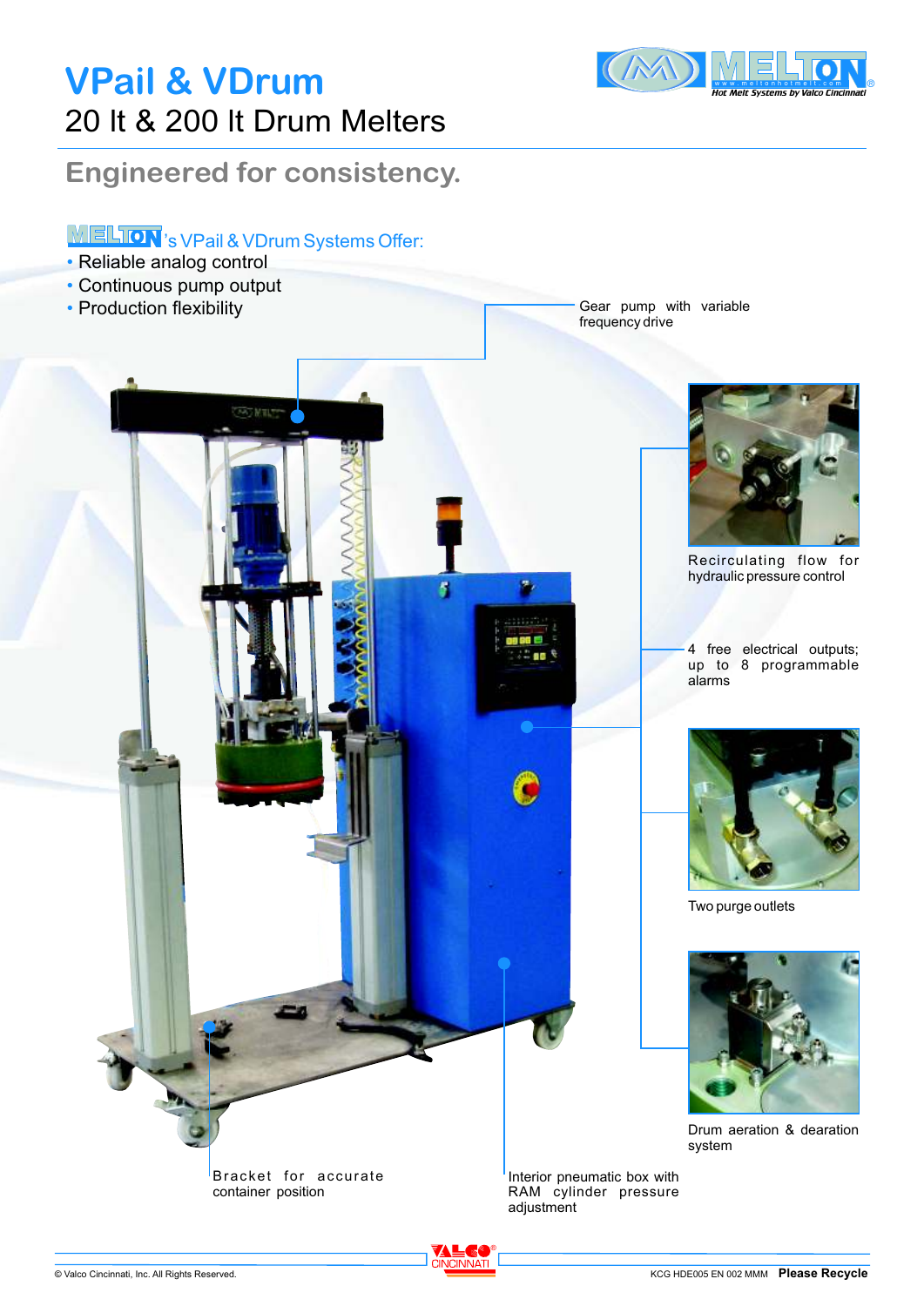# VPail & VDrum

## 20 lt & 200 lt Drum Melters

### Engineered for consistency.

MELTON's VPail & VDrum Systems Offer:

- Reliable analog control
- Continuous pump output
- Production flexibility

Gear pump with variable frequency drive

Recirculating flow for hydraulic pressure control

4 free electrical outputs; up to 8 programmable alarms

Two purge outlets

Drum aeration & dearation system

Bracket for accurate container position

Interior pneumatic box with RAM cylinder pressure adjustment

© Valco Cincinnati, Inc. All Rights Reserved.

KCG HDE005 EN 002 MMM **Please Recycle**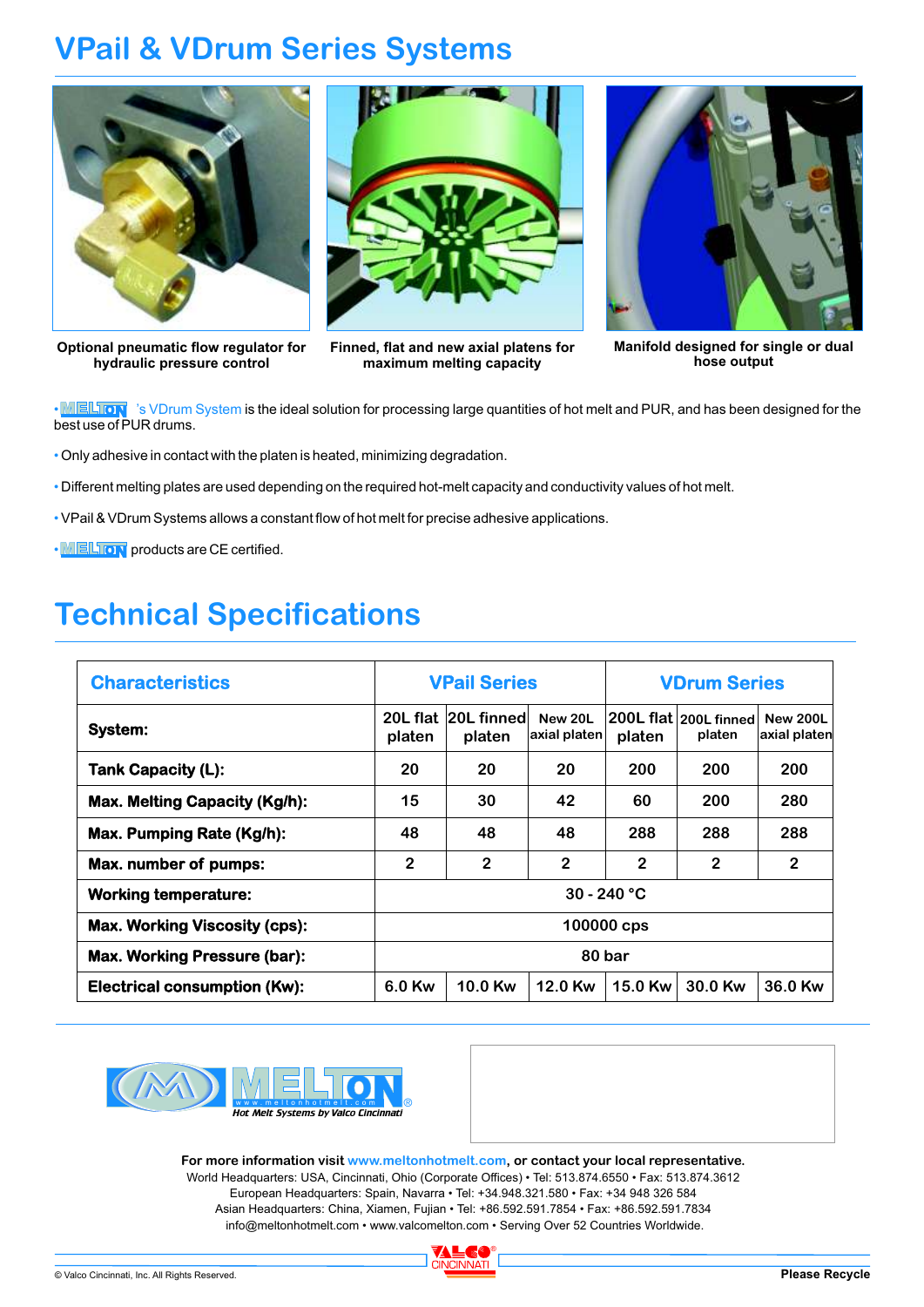# VPail & VDrum Series Systems

Optional pneumatic flow regulator for hydraulic pressure control

Finned, flat and new axial platens for maximum melting capacity

Manifold designed for single or dual hose output

- MELTON 's VDrum System is the ideal solution for processing large quantities of hot melt and PUR, and has been designed for the best use of PUR drums.
- Only adhesive in contact with the platen is heated, minimizing degradation.
- Different melting plates are used depending on the required hot-melt capacity and conductivity values of hot melt.
- VPail & VDrum Systems allows a constant flow of hot melt for precise adhesive applications.
- MELTON products are CE certified.

# Technical Specifications

| Characteristics | VPail Series | | | VDrum Series | | |
|---|---|---|---|---|---|---|
| **System:** | 20L flat platen | 20L finned platen | New 20L axial platen | 200L flat platen | 200L finned platen | New 200L axial platen |
| **Tank Capacity (L):** | 20 | 20 | 20 | 200 | 200 | 200 |
| **Max. Melting Capacity (Kg/h):** | 15 | 30 | 42 | 60 | 200 | 280 |
| **Max. Pumping Rate (Kg/h):** | 48 | 48 | 48 | 288 | 288 | 288 |
| **Max. number of pumps:** | 2 | 2 | 2 | 2 | 2 | 2 |
| **Working temperature:** | 30 - 240 °C | | | | | |
| **Max. Working Viscosity (cps):** | 100000 cps | | | | | |
| **Max. Working Pressure (bar):** | 80 bar | | | | | |
| **Electrical consumption (Kw):** | 6.0 Kw | 10.0 Kw | 12.0 Kw | 15.0 Kw | 30.0 Kw | 36.0 Kw |

MELTON www.meltonhotmelt.com Hot Melt Systems by Valco Cincinnati

**For more information visit www.meltonhotmelt.com, or contact your local representative.**

World Headquarters: USA, Cincinnati, Ohio (Corporate Offices) • Tel: 513.874.6550 • Fax: 513.874.3612
European Headquarters: Spain, Navarra • Tel: +34.948.321.580 • Fax: +34 948 326 584
Asian Headquarters: China, Xiamen, Fujian • Tel: +86.592.591.7854 • Fax: +86.592.591.7834
info@meltonhotmelt.com • www.valcomelton.com • Serving Over 52 Countries Worldwide.

VALCO CINCINNATI

© Valco Cincinnati, Inc. All Rights Reserved.

**Please Recycle**